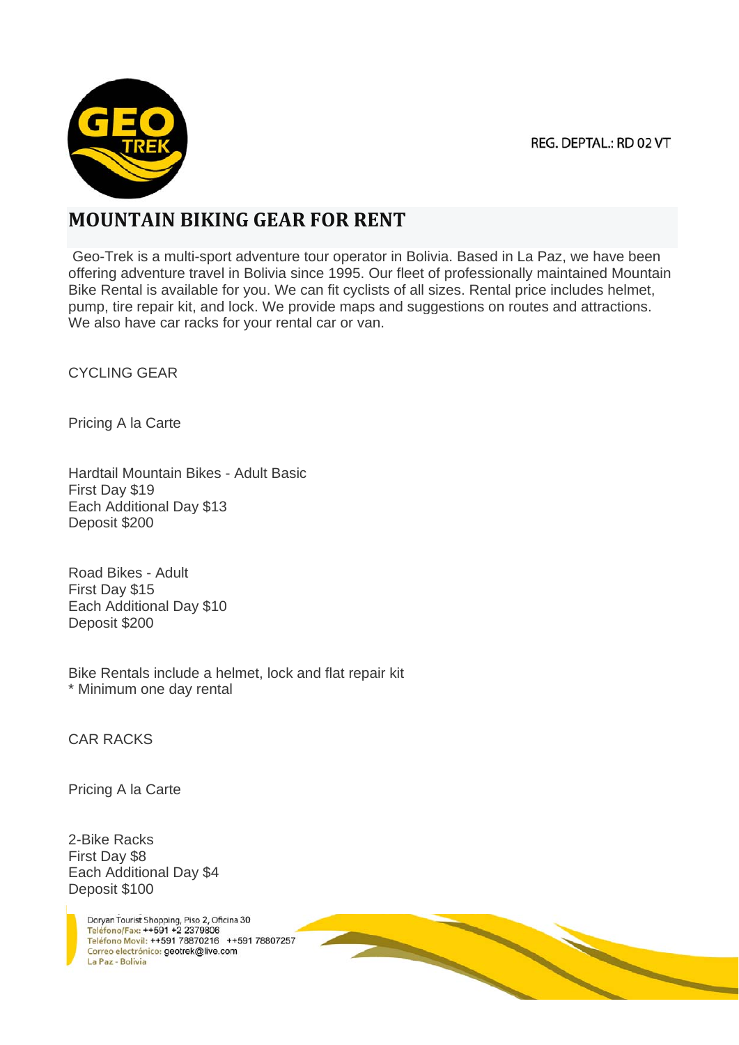REG. DEPTAL.: RD 02 VT

# MOUNTAIN BIKING GEAR FOR RENT

Geo-Trek is a multi-sport adventure tour operator in Bolivia. Based in La Paz, we have been offering adventure travel in Bolivia since 1995. Our fleet of professionally maintained Mountain Bike Rental is available for you. We can fit cyclists of all sizes. Rental price includes helmet, pump, tire repair kit, and lock. We provide maps and suggestions on routes and attractions. We also have car racks for your rental car or van.

CYCLING GEAR

Pricing A la Carte

Hardtail Mountain Bikes - Adult Basic
First Day $19
Each Additional Day $13
Deposit $200

Road Bikes - Adult
First Day $15
Each Additional Day $10
Deposit $200

Bike Rentals include a helmet, lock and flat repair kit
* Minimum one day rental

CAR RACKS

Pricing A la Carte

2-Bike Racks
First Day $8
Each Additional Day $4
Deposit $100

Doryan Tourist Shopping, Piso 2, Oficina 30
Teléfono/Fax: ++591 +2 2379806
Teléfono Movil: ++591 78870216 ++591 78807257
Correo electrónico: geotrek@live.com
La Paz - Bolivia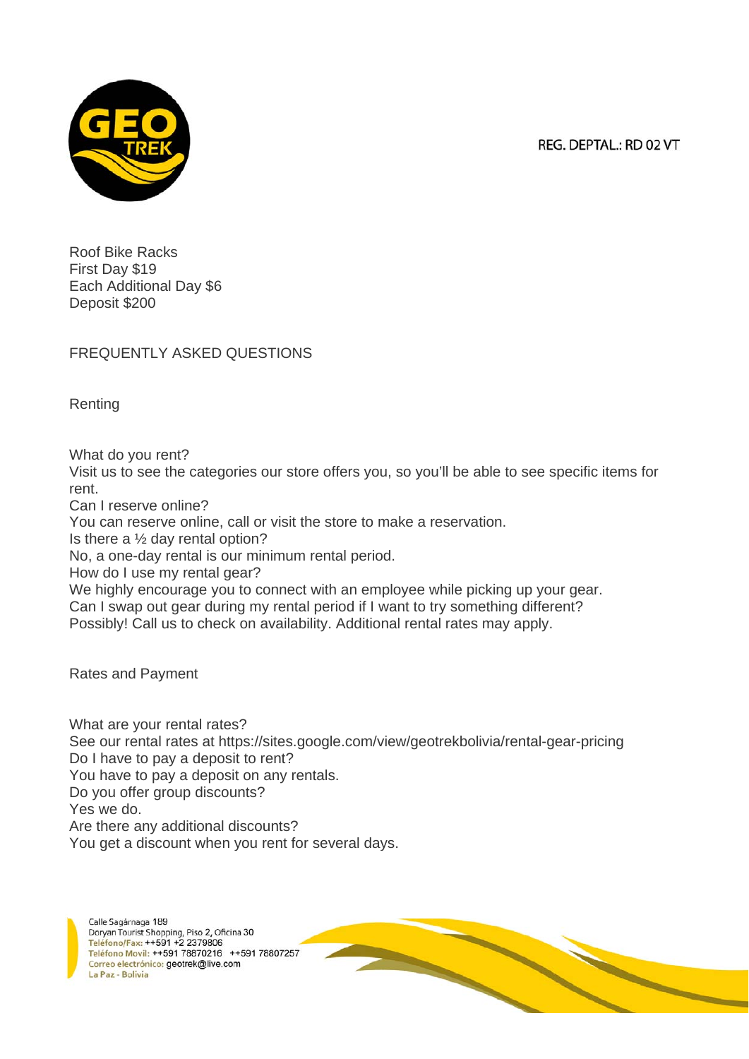Roof Bike Racks
First Day $19
Each Additional Day $6
Deposit $200

## FREQUENTLY ASKED QUESTIONS

### Renting

What do you rent?
Visit us to see the categories our store offers you, so you'll be able to see specific items for rent.
Can I reserve online?
You can reserve online, call or visit the store to make a reservation.
Is there a ½ day rental option?
No, a one-day rental is our minimum rental period.
How do I use my rental gear?
We highly encourage you to connect with an employee while picking up your gear.
Can I swap out gear during my rental period if I want to try something different?
Possibly! Call us to check on availability. Additional rental rates may apply.

### Rates and Payment

What are your rental rates?
See our rental rates at https://sites.google.com/view/geotrekbolivia/rental-gear-pricing
Do I have to pay a deposit to rent?
You have to pay a deposit on any rentals.
Do you offer group discounts?
Yes we do.
Are there any additional discounts?
You get a discount when you rent for several days.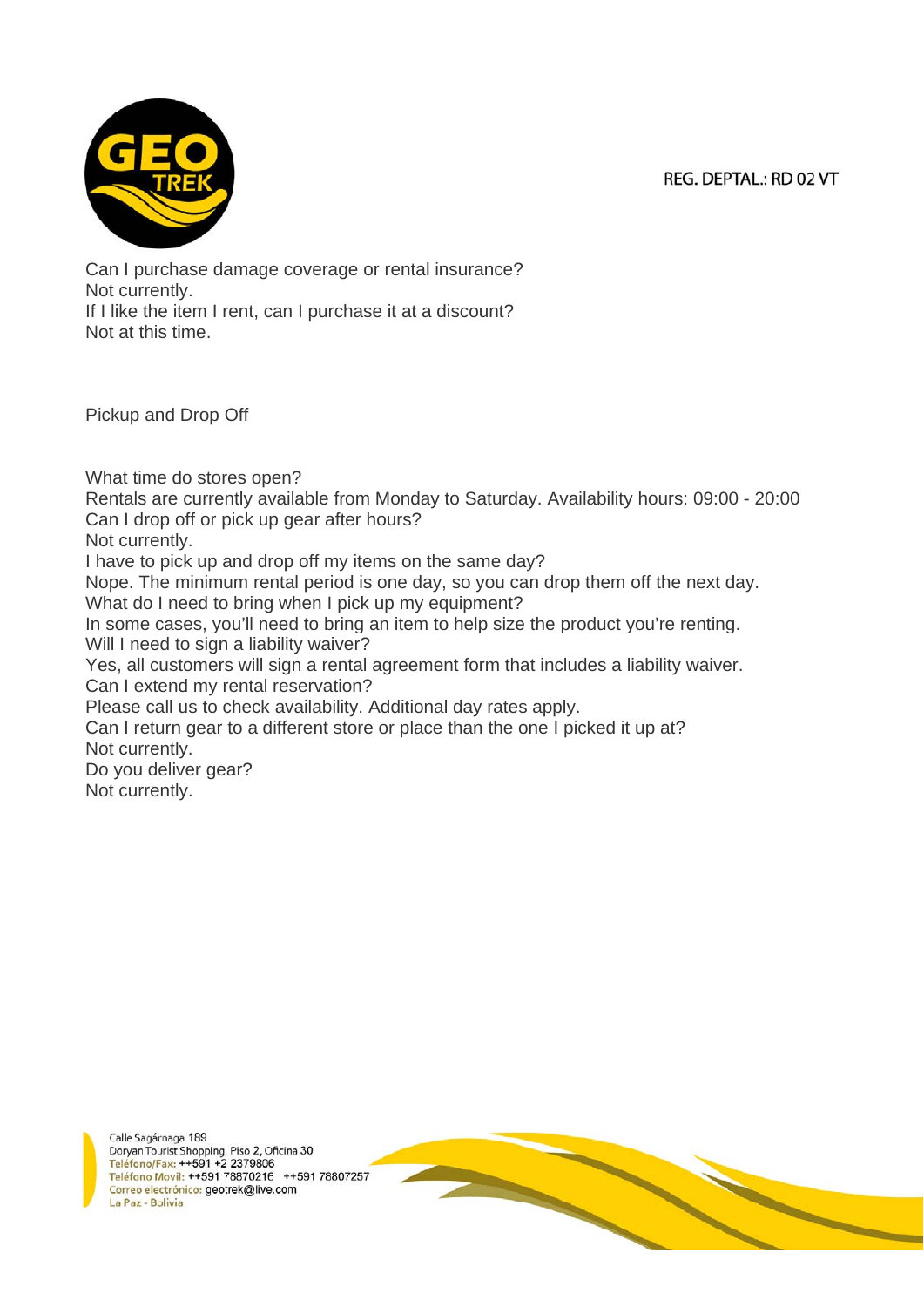Can I purchase damage coverage or rental insurance?
Not currently.
If I like the item I rent, can I purchase it at a discount?
Not at this time.

## Pickup and Drop Off

What time do stores open?
Rentals are currently available from Monday to Saturday. Availability hours: 09:00 - 20:00
Can I drop off or pick up gear after hours?
Not currently.
I have to pick up and drop off my items on the same day?
Nope. The minimum rental period is one day, so you can drop them off the next day.
What do I need to bring when I pick up my equipment?
In some cases, you'll need to bring an item to help size the product you're renting.
Will I need to sign a liability waiver?
Yes, all customers will sign a rental agreement form that includes a liability waiver.
Can I extend my rental reservation?
Please call us to check availability. Additional day rates apply.
Can I return gear to a different store or place than the one I picked it up at?
Not currently.
Do you deliver gear?
Not currently.